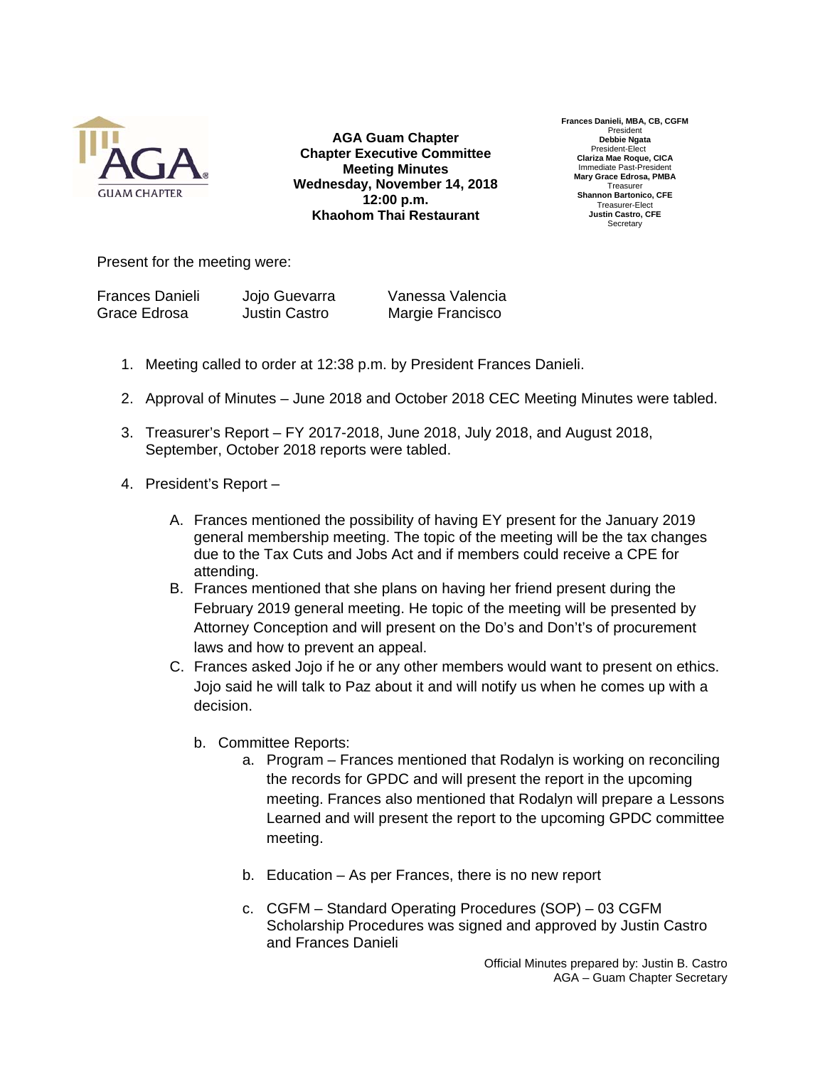**AGA Guam Chapter**
**Chapter Executive Committee**
**Meeting Minutes**
**Wednesday, November 14, 2018**
**12:00 p.m.**
**Khaohom Thai Restaurant**

**Frances Danieli, MBA, CB, CGFM**
President
**Debbie Ngata**
President-Elect
**Clariza Mae Roque, CICA**
Immediate Past-President
**Mary Grace Edrosa, PMBA**
Treasurer
**Shannon Bartonico, CFE**
Treasurer-Elect
**Justin Castro, CFE**
Secretary

Present for the meeting were:

| | | |
|---|---|---|
| Frances Danieli | Jojo Guevarra | Vanessa Valencia |
| Grace Edrosa | Justin Castro | Margie Francisco |

1. Meeting called to order at 12:38 p.m. by President Frances Danieli.

2. Approval of Minutes – June 2018 and October 2018 CEC Meeting Minutes were tabled.

3. Treasurer's Report – FY 2017-2018, June 2018, July 2018, and August 2018, September, October 2018 reports were tabled.

4. President's Report –

   A. Frances mentioned the possibility of having EY present for the January 2019 general membership meeting. The topic of the meeting will be the tax changes due to the Tax Cuts and Jobs Act and if members could receive a CPE for attending.
   B. Frances mentioned that she plans on having her friend present during the February 2019 general meeting. He topic of the meeting will be presented by Attorney Conception and will present on the Do's and Don't's of procurement laws and how to prevent an appeal.
   C. Frances asked Jojo if he or any other members would want to present on ethics. Jojo said he will talk to Paz about it and will notify us when he comes up with a decision.

      b. Committee Reports:
         a. Program – Frances mentioned that Rodalyn is working on reconciling the records for GPDC and will present the report in the upcoming meeting. Frances also mentioned that Rodalyn will prepare a Lessons Learned and will present the report to the upcoming GPDC committee meeting.

         b. Education – As per Frances, there is no new report

         c. CGFM – Standard Operating Procedures (SOP) – 03 CGFM Scholarship Procedures was signed and approved by Justin Castro and Frances Danieli

Official Minutes prepared by: Justin B. Castro
AGA – Guam Chapter Secretary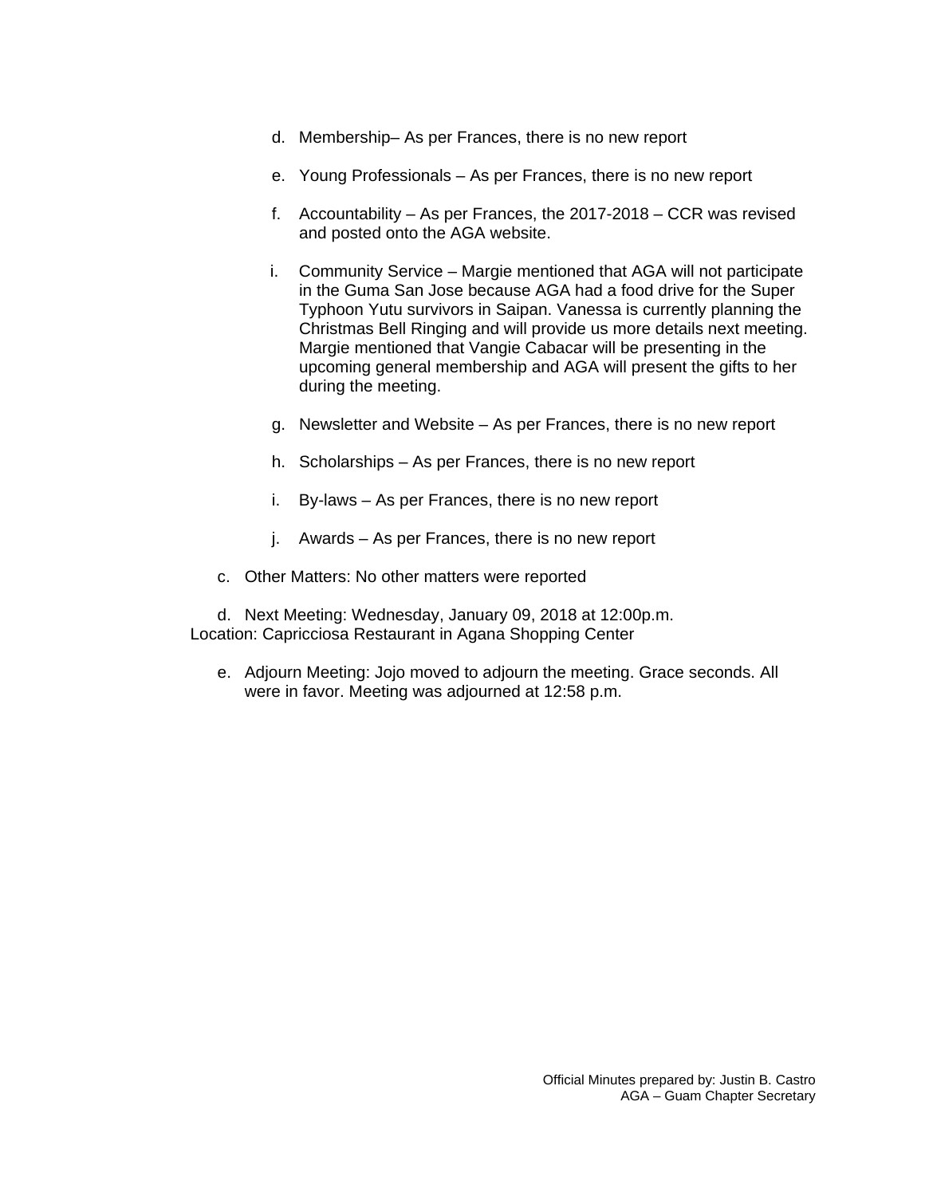d. Membership– As per Frances, there is no new report

e. Young Professionals – As per Frances, there is no new report

f. Accountability – As per Frances, the 2017-2018 – CCR was revised and posted onto the AGA website.

i. Community Service – Margie mentioned that AGA will not participate in the Guma San Jose because AGA had a food drive for the Super Typhoon Yutu survivors in Saipan. Vanessa is currently planning the Christmas Bell Ringing and will provide us more details next meeting. Margie mentioned that Vangie Cabacar will be presenting in the upcoming general membership and AGA will present the gifts to her during the meeting.

g. Newsletter and Website – As per Frances, there is no new report

h. Scholarships – As per Frances, there is no new report

i. By-laws – As per Frances, there is no new report

j. Awards – As per Frances, there is no new report

c. Other Matters: No other matters were reported

d. Next Meeting: Wednesday, January 09, 2018 at 12:00p.m.
Location: Capricciosa Restaurant in Agana Shopping Center

e. Adjourn Meeting: Jojo moved to adjourn the meeting. Grace seconds. All were in favor. Meeting was adjourned at 12:58 p.m.

Official Minutes prepared by: Justin B. Castro
AGA – Guam Chapter Secretary